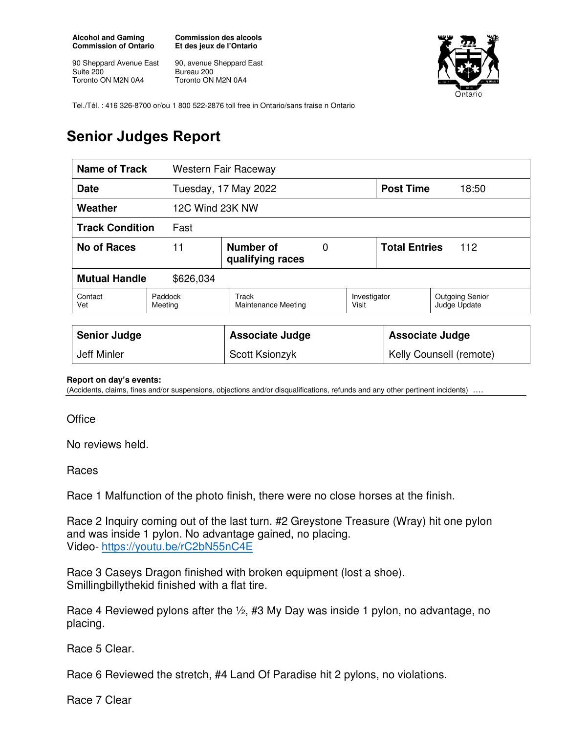**Alcohol and Gaming Commission of Ontario**

90 Sheppard Avenue East
Suite 200
Toronto ON M2N 0A4

**Commission des alcools Et des jeux de l'Ontario**

90, avenue Sheppard East
Bureau 200
Toronto ON M2N 0A4

Tel./Tél. : 416 326-8700 or/ou 1 800 522-2876 toll free in Ontario/sans fraise n Ontario

# Senior Judges Report

| **Name of Track** | Western Fair Raceway | | | | |
|---|---|---|---|---|---|
| **Date** | Tuesday, 17 May 2022 | | | **Post Time** | 18:50 |
| **Weather** | 12C Wind 23K NW | | | | |
| **Track Condition** | Fast | | | | |
| **No of Races** | 11 | **Number of qualifying races** | 0 | **Total Entries** | 112 |
| **Mutual Handle** | $626,034 | | | | |

| Contact Vet | Paddock Meeting | Track Maintenance Meeting | Investigator Visit | Outgoing Senior Judge Update |
|---|---|---|---|---|

| **Senior Judge** | **Associate Judge** | **Associate Judge** |
|---|---|---|
| Jeff Minler | Scott Ksionzyk | Kelly Counsell (remote) |

**Report on day's events:**
(Accidents, claims, fines and/or suspensions, objections and/or disqualifications, refunds and any other pertinent incidents) ….

Office

No reviews held.

Races

Race 1 Malfunction of the photo finish, there were no close horses at the finish.

Race 2 Inquiry coming out of the last turn. #2 Greystone Treasure (Wray) hit one pylon and was inside 1 pylon. No advantage gained, no placing.
Video- https://youtu.be/rC2bN55nC4E

Race 3 Caseys Dragon finished with broken equipment (lost a shoe).
Smillingbillythekid finished with a flat tire.

Race 4 Reviewed pylons after the ½, #3 My Day was inside 1 pylon, no advantage, no placing.

Race 5 Clear.

Race 6 Reviewed the stretch, #4 Land Of Paradise hit 2 pylons, no violations.

Race 7 Clear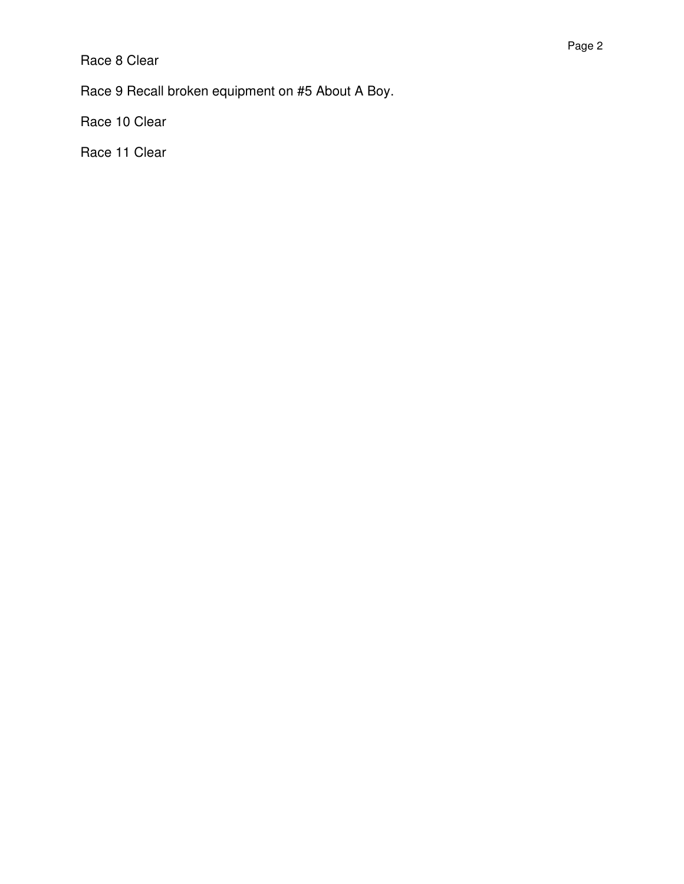Race 8 Clear

Race 9 Recall broken equipment on #5 About A Boy.

Race 10 Clear

Race 11 Clear